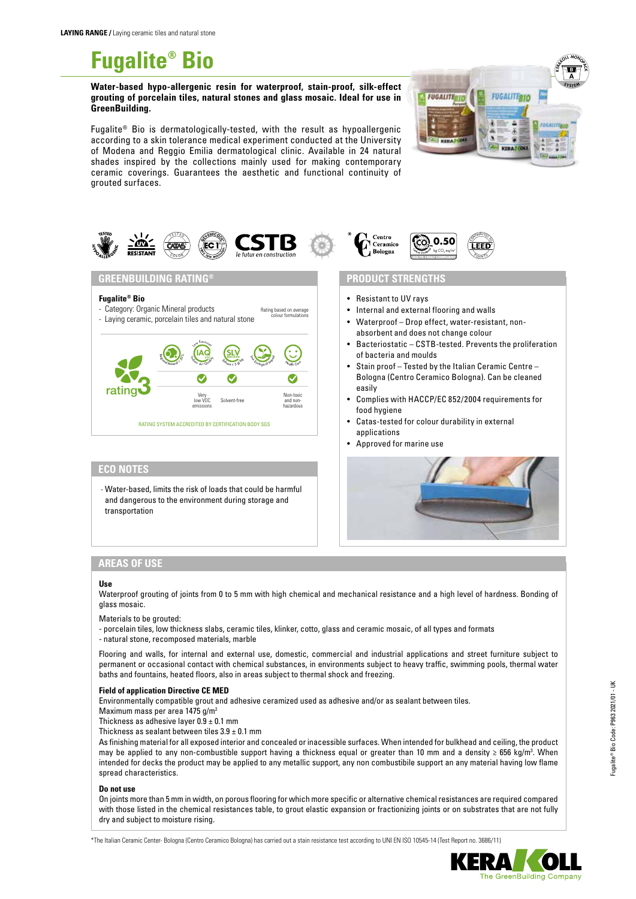**LAYING RANGE /** Laying ceramic tiles and natural stone

# Fugalite® Bio

**Water-based hypo-allergenic resin for waterproof, stain-proof, silk-effect grouting of porcelain tiles, natural stones and glass mosaic. Ideal for use in GreenBuilding.**

Fugalite® Bio is dermatologically-tested, with the result as hypoallergenic according to a skin tolerance medical experiment conducted at the University of Modena and Reggio Emilia dermatological clinic. Available in 24 natural shades inspired by the collections mainly used for making contemporary ceramic coverings. Guarantees the aesthetic and functional continuity of grouted surfaces.

## GREENBUILDING RATING®

**Fugalite® Bio**
- Category: Organic Mineral products
- Laying ceramic, porcelain tiles and natural stone

Rating based on average colour formulations

rating 3

| | | | |
|---|---|---|---|
| Very low VOC emissions | Solvent-free | | Non-toxic and non-hazardous |

RATING SYSTEM ACCREDITED BY CERTIFICATION BODY SGS

## PRODUCT STRENGTHS

- Resistant to UV rays
- Internal and external flooring and walls
- Waterproof – Drop effect, water-resistant, non-absorbent and does not change colour
- Bacteriostatic – CSTB-tested. Prevents the proliferation of bacteria and moulds
- Stain proof – Tested by the Italian Ceramic Centre – Bologna (Centro Ceramico Bologna). Can be cleaned easily
- Complies with HACCP/EC 852/2004 requirements for food hygiene
- Catas-tested for colour durability in external applications
- Approved for marine use

## ECO NOTES

- Water-based, limits the risk of loads that could be harmful and dangerous to the environment during storage and transportation

## AREAS OF USE

**Use**

Waterproof grouting of joints from 0 to 5 mm with high chemical and mechanical resistance and a high level of hardness. Bonding of glass mosaic.

Materials to be grouted:
- porcelain tiles, low thickness slabs, ceramic tiles, klinker, cotto, glass and ceramic mosaic, of all types and formats
- natural stone, recomposed materials, marble

Flooring and walls, for internal and external use, domestic, commercial and industrial applications and street furniture subject to permanent or occasional contact with chemical substances, in environments subject to heavy traffic, swimming pools, thermal water baths and fountains, heated floors, also in areas subject to thermal shock and freezing.

**Field of application Directive CE MED**

Environmentally compatible grout and adhesive ceramized used as adhesive and/or as sealant between tiles.
Maximum mass per area 1475 g/m$^2$
Thickness as adhesive layer 0.9 ± 0.1 mm
Thickness as sealant between tiles 3.9 ± 0.1 mm
As finishing material for all exposed interior and concealed or inaccessible surfaces. When intended for bulkhead and ceiling, the product may be applied to any non-combustible support having a thickness equal or greater than 10 mm and a density ≥ 656 kg/m$^3$. When intended for decks the product may be applied to any metallic support, any non combustibile support an any material having low flame spread characteristics.

**Do not use**

On joints more than 5 mm in width, on porous flooring for which more specific or alternative chemical resistances are required compared with those listed in the chemical resistances table, to grout elastic expansion or fractionizing joints or on substrates that are not fully dry and subject to moisture rising.

*The Italian Ceramic Center- Bologna (Centro Ceramico Bologna) has carried out a stain resistance test according to UNI EN ISO 10545-14 (Test Report no. 3686/11)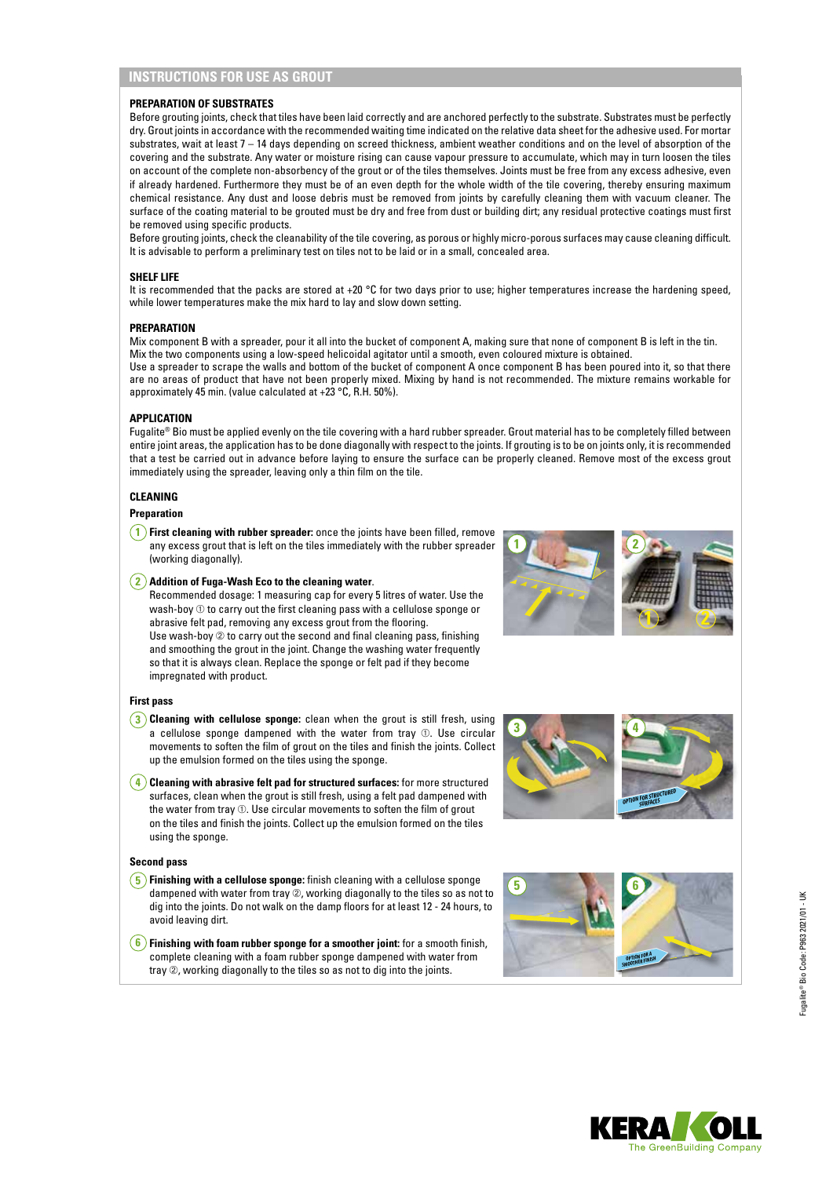## INSTRUCTIONS FOR USE AS GROUT

### PREPARATION OF SUBSTRATES

Before grouting joints, check that tiles have been laid correctly and are anchored perfectly to the substrate. Substrates must be perfectly dry. Grout joints in accordance with the recommended waiting time indicated on the relative data sheet for the adhesive used. For mortar substrates, wait at least 7 – 14 days depending on screed thickness, ambient weather conditions and on the level of absorption of the covering and the substrate. Any water or moisture rising can cause vapour pressure to accumulate, which may in turn loosen the tiles on account of the complete non-absorbency of the grout or of the tiles themselves. Joints must be free from any excess adhesive, even if already hardened. Furthermore they must be of an even depth for the whole width of the tile covering, thereby ensuring maximum chemical resistance. Any dust and loose debris must be removed from joints by carefully cleaning them with vacuum cleaner. The surface of the coating material to be grouted must be dry and free from dust or building dirt; any residual protective coatings must first be removed using specific products.

Before grouting joints, check the cleanability of the tile covering, as porous or highly micro-porous surfaces may cause cleaning difficult. It is advisable to perform a preliminary test on tiles not to be laid or in a small, concealed area.

### SHELF LIFE

It is recommended that the packs are stored at +20 °C for two days prior to use; higher temperatures increase the hardening speed, while lower temperatures make the mix hard to lay and slow down setting.

### PREPARATION

Mix component B with a spreader, pour it all into the bucket of component A, making sure that none of component B is left in the tin. Mix the two components using a low-speed helicoidal agitator until a smooth, even coloured mixture is obtained.

Use a spreader to scrape the walls and bottom of the bucket of component A once component B has been poured into it, so that there are no areas of product that have not been properly mixed. Mixing by hand is not recommended. The mixture remains workable for approximately 45 min. (value calculated at +23 °C, R.H. 50%).

### APPLICATION

Fugalite® Bio must be applied evenly on the tile covering with a hard rubber spreader. Grout material has to be completely filled between entire joint areas, the application has to be done diagonally with respect to the joints. If grouting is to be on joints only, it is recommended that a test be carried out in advance before laying to ensure the surface can be properly cleaned. Remove most of the excess grout immediately using the spreader, leaving only a thin film on the tile.

### CLEANING

#### Preparation

1. **First cleaning with rubber spreader:** once the joints have been filled, remove any excess grout that is left on the tiles immediately with the rubber spreader (working diagonally).

2. **Addition of Fuga-Wash Eco to the cleaning water.**
   Recommended dosage: 1 measuring cap for every 5 litres of water. Use the wash-boy ① to carry out the first cleaning pass with a cellulose sponge or abrasive felt pad, removing any excess grout from the flooring.
   Use wash-boy ② to carry out the second and final cleaning pass, finishing and smoothing the grout in the joint. Change the washing water frequently so that it is always clean. Replace the sponge or felt pad if they become impregnated with product.

#### First pass

3. **Cleaning with cellulose sponge:** clean when the grout is still fresh, using a cellulose sponge dampened with the water from tray ①. Use circular movements to soften the film of grout on the tiles and finish the joints. Collect up the emulsion formed on the tiles using the sponge.

4. **Cleaning with abrasive felt pad for structured surfaces:** for more structured surfaces, clean when the grout is still fresh, using a felt pad dampened with the water from tray ①. Use circular movements to soften the film of grout on the tiles and finish the joints. Collect up the emulsion formed on the tiles using the sponge.

#### Second pass

5. **Finishing with a cellulose sponge:** finish cleaning with a cellulose sponge dampened with water from tray ②, working diagonally to the tiles so as not to dig into the joints. Do not walk on the damp floors for at least 12 - 24 hours, to avoid leaving dirt.

6. **Finishing with foam rubber sponge for a smoother joint:** for a smooth finish, complete cleaning with a foam rubber sponge dampened with water from tray ②, working diagonally to the tiles so as not to dig into the joints.

OPTION FOR STRUCTURED SURFACES

OPTION FOR A SMOOTHER FINISH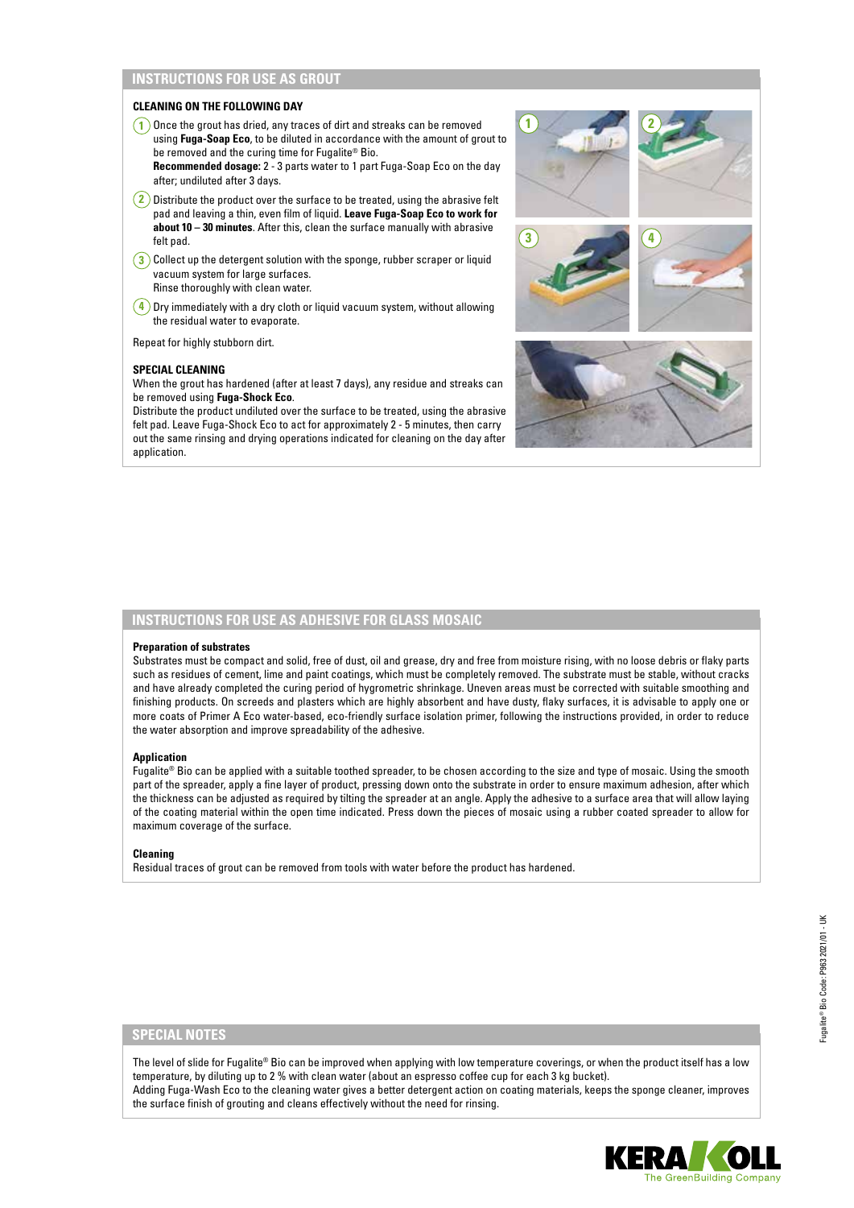## INSTRUCTIONS FOR USE AS GROUT

### CLEANING ON THE FOLLOWING DAY

1. Once the grout has dried, any traces of dirt and streaks can be removed using **Fuga-Soap Eco**, to be diluted in accordance with the amount of grout to be removed and the curing time for Fugalite® Bio.
   **Recommended dosage:** 2 - 3 parts water to 1 part Fuga-Soap Eco on the day after; undiluted after 3 days.
2. Distribute the product over the surface to be treated, using the abrasive felt pad and leaving a thin, even film of liquid. **Leave Fuga-Soap Eco to work for about 10 – 30 minutes**. After this, clean the surface manually with abrasive felt pad.
3. Collect up the detergent solution with the sponge, rubber scraper or liquid vacuum system for large surfaces.
   Rinse thoroughly with clean water.
4. Dry immediately with a dry cloth or liquid vacuum system, without allowing the residual water to evaporate.

Repeat for highly stubborn dirt.

### SPECIAL CLEANING

When the grout has hardened (after at least 7 days), any residue and streaks can be removed using **Fuga-Shock Eco**.
Distribute the product undiluted over the surface to be treated, using the abrasive felt pad. Leave Fuga-Shock Eco to act for approximately 2 - 5 minutes, then carry out the same rinsing and drying operations indicated for cleaning on the day after application.

## INSTRUCTIONS FOR USE AS ADHESIVE FOR GLASS MOSAIC

**Preparation of substrates**

Substrates must be compact and solid, free of dust, oil and grease, dry and free from moisture rising, with no loose debris or flaky parts such as residues of cement, lime and paint coatings, which must be completely removed. The substrate must be stable, without cracks and have already completed the curing period of hygrometric shrinkage. Uneven areas must be corrected with suitable smoothing and finishing products. On screeds and plasters which are highly absorbent and have dusty, flaky surfaces, it is advisable to apply one or more coats of Primer A Eco water-based, eco-friendly surface isolation primer, following the instructions provided, in order to reduce the water absorption and improve spreadability of the adhesive.

**Application**

Fugalite® Bio can be applied with a suitable toothed spreader, to be chosen according to the size and type of mosaic. Using the smooth part of the spreader, apply a fine layer of product, pressing down onto the substrate in order to ensure maximum adhesion, after which the thickness can be adjusted as required by tilting the spreader at an angle. Apply the adhesive to a surface area that will allow laying of the coating material within the open time indicated. Press down the pieces of mosaic using a rubber coated spreader to allow for maximum coverage of the surface.

**Cleaning**

Residual traces of grout can be removed from tools with water before the product has hardened.

## SPECIAL NOTES

The level of slide for Fugalite® Bio can be improved when applying with low temperature coverings, or when the product itself has a low temperature, by diluting up to 2 % with clean water (about an espresso coffee cup for each 3 kg bucket).
Adding Fuga-Wash Eco to the cleaning water gives a better detergent action on coating materials, keeps the sponge cleaner, improves the surface finish of grouting and cleans effectively without the need for rinsing.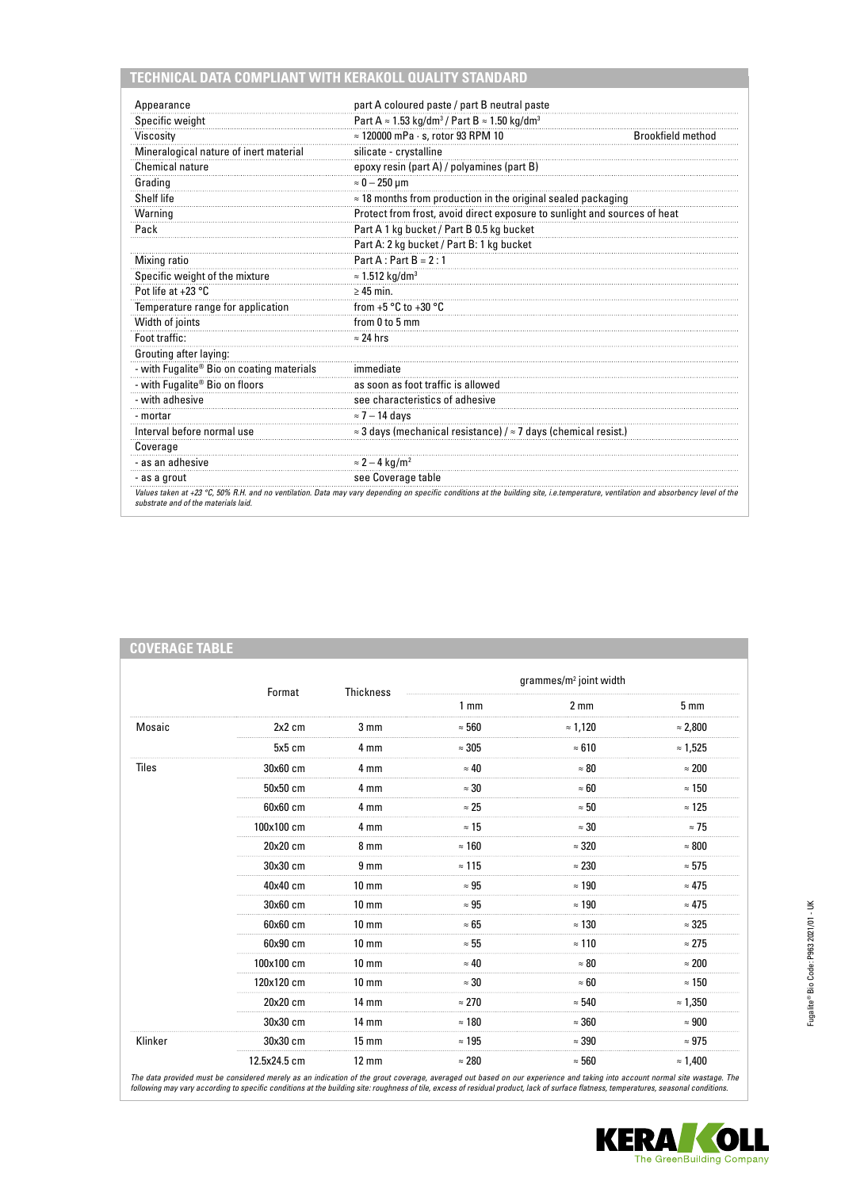## TECHNICAL DATA COMPLIANT WITH KERAKOLL QUALITY STANDARD

| | | |
|---|---|---|
| Appearance | part A coloured paste / part B neutral paste | |
| Specific weight | Part A ≈ 1.53 kg/dm³ / Part B ≈ 1.50 kg/dm³ | |
| Viscosity | ≈ 120000 mPa · s, rotor 93 RPM 10 | Brookfield method |
| Mineralogical nature of inert material | silicate - crystalline | |
| Chemical nature | epoxy resin (part A) / polyamines (part B) | |
| Grading | ≈ 0 – 250 μm | |
| Shelf life | ≈ 18 months from production in the original sealed packaging | |
| Warning | Protect from frost, avoid direct exposure to sunlight and sources of heat | |
| Pack | Part A 1 kg bucket / Part B 0.5 kg bucket | |
| | Part A: 2 kg bucket / Part B: 1 kg bucket | |
| Mixing ratio | Part A : Part B = 2 : 1 | |
| Specific weight of the mixture | ≈ 1.512 kg/dm³ | |
| Pot life at +23 °C | ≥ 45 min. | |
| Temperature range for application | from +5 °C to +30 °C | |
| Width of joints | from 0 to 5 mm | |
| Foot traffic: | ≈ 24 hrs | |
| Grouting after laying: | | |
| - with Fugalite® Bio on coating materials | immediate | |
| - with Fugalite® Bio on floors | as soon as foot traffic is allowed | |
| - with adhesive | see characteristics of adhesive | |
| - mortar | ≈ 7 – 14 days | |
| Interval before normal use | ≈ 3 days (mechanical resistance) / ≈ 7 days (chemical resist.) | |
| Coverage | | |
| - as an adhesive | ≈ 2 – 4 kg/m² | |
| - as a grout | see Coverage table | |

*Values taken at +23 °C, 50% R.H. and no ventilation. Data may vary depending on specific conditions at the building site, i.e.temperature, ventilation and absorbency level of the substrate and of the materials laid.*

## COVERAGE TABLE

| | Format | Thickness | grammes/m² joint width | | |
|---|---|---|---|---|---|
| | | | 1 mm | 2 mm | 5 mm |
| Mosaic | 2x2 cm | 3 mm | ≈ 560 | ≈ 1,120 | ≈ 2,800 |
| | 5x5 cm | 4 mm | ≈ 305 | ≈ 610 | ≈ 1,525 |
| Tiles | 30x60 cm | 4 mm | ≈ 40 | ≈ 80 | ≈ 200 |
| | 50x50 cm | 4 mm | ≈ 30 | ≈ 60 | ≈ 150 |
| | 60x60 cm | 4 mm | ≈ 25 | ≈ 50 | ≈ 125 |
| | 100x100 cm | 4 mm | ≈ 15 | ≈ 30 | ≈ 75 |
| | 20x20 cm | 8 mm | ≈ 160 | ≈ 320 | ≈ 800 |
| | 30x30 cm | 9 mm | ≈ 115 | ≈ 230 | ≈ 575 |
| | 40x40 cm | 10 mm | ≈ 95 | ≈ 190 | ≈ 475 |
| | 30x60 cm | 10 mm | ≈ 95 | ≈ 190 | ≈ 475 |
| | 60x60 cm | 10 mm | ≈ 65 | ≈ 130 | ≈ 325 |
| | 60x90 cm | 10 mm | ≈ 55 | ≈ 110 | ≈ 275 |
| | 100x100 cm | 10 mm | ≈ 40 | ≈ 80 | ≈ 200 |
| | 120x120 cm | 10 mm | ≈ 30 | ≈ 60 | ≈ 150 |
| | 20x20 cm | 14 mm | ≈ 270 | ≈ 540 | ≈ 1,350 |
| | 30x30 cm | 14 mm | ≈ 180 | ≈ 360 | ≈ 900 |
| Klinker | 30x30 cm | 15 mm | ≈ 195 | ≈ 390 | ≈ 975 |
| | 12.5x24.5 cm | 12 mm | ≈ 280 | ≈ 560 | ≈ 1,400 |

*The data provided must be considered merely as an indication of the grout coverage, averaged out based on our experience and taking into account normal site wastage. The following may vary according to specific conditions at the building site: roughness of tile, excess of residual product, lack of surface flatness, temperatures, seasonal conditions.*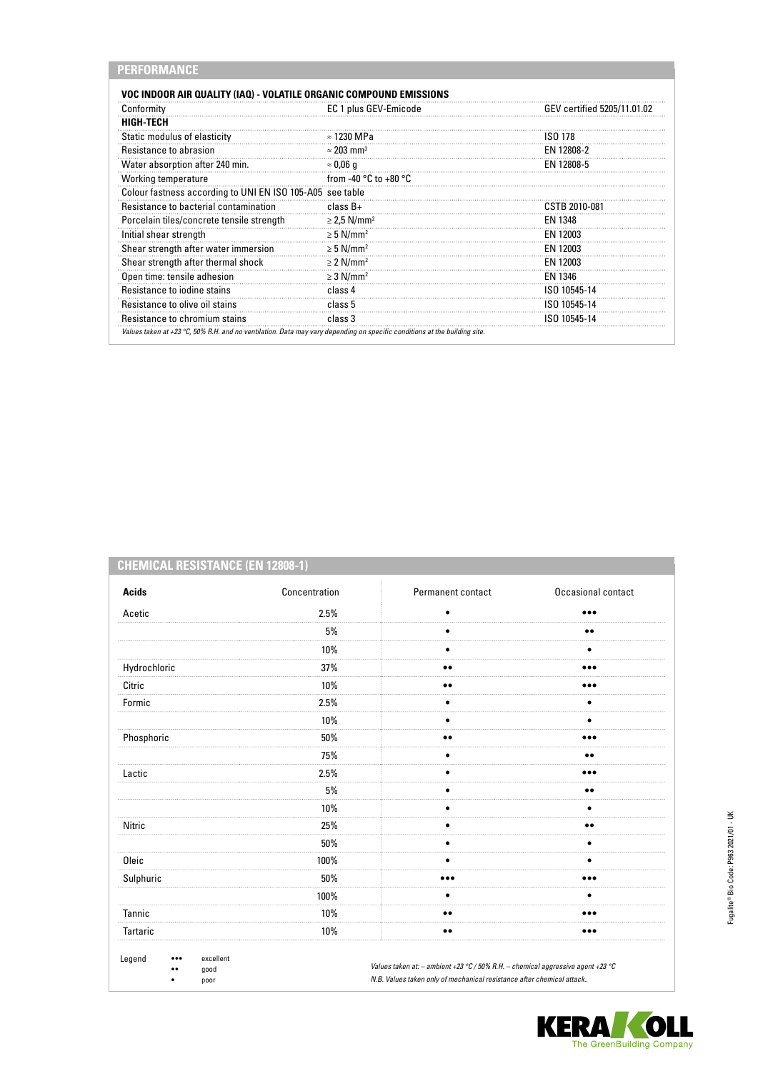## PERFORMANCE

| VOC INDOOR AIR QUALITY (IAQ) - VOLATILE ORGANIC COMPOUND EMISSIONS | | |
|---|---|---|
| Conformity | EC 1 plus GEV-Emicode | GEV certified 5205/11.01.02 |
| **HIGH-TECH** | | |
| Static modulus of elasticity | ≈ 1230 MPa | ISO 178 |
| Resistance to abrasion | ≈ 203 $mm^3$ | EN 12808-2 |
| Water absorption after 240 min. | ≈ 0,06 g | EN 12808-5 |
| Working temperature | from -40 °C to +80 °C | |
| Colour fastness according to UNI EN ISO 105-A05 | see table | |
| Resistance to bacterial contamination | class B+ | CSTB 2010-081 |
| Porcelain tiles/concrete tensile strength | ≥ 2,5 $N/mm^2$ | EN 1348 |
| Initial shear strength | ≥ 5 $N/mm^2$ | EN 12003 |
| Shear strength after water immersion | ≥ 5 $N/mm^2$ | EN 12003 |
| Shear strength after thermal shock | ≥ 2 $N/mm^2$ | EN 12003 |
| Open time: tensile adhesion | ≥ 3 $N/mm^2$ | EN 1346 |
| Resistance to iodine stains | class 4 | ISO 10545-14 |
| Resistance to olive oil stains | class 5 | ISO 10545-14 |
| Resistance to chromium stains | class 3 | ISO 10545-14 |

*Values taken at +23 °C, 50% R.H. and no ventilation. Data may vary depending on specific conditions at the building site.*

## CHEMICAL RESISTANCE (EN 12808-1)

| Acids | Concentration | Permanent contact | Occasional contact |
|---|---|---|---|
| Acetic | 2.5% | • | ••• |
| | 5% | • | •• |
| | 10% | • | • |
| Hydrochloric | 37% | •• | ••• |
| Citric | 10% | •• | ••• |
| Formic | 2.5% | • | • |
| | 10% | • | • |
| Phosphoric | 50% | •• | ••• |
| | 75% | • | •• |
| Lactic | 2.5% | • | ••• |
| | 5% | • | •• |
| | 10% | • | • |
| Nitric | 25% | • | •• |
| | 50% | • | • |
| Oleic | 100% | • | • |
| Sulphuric | 50% | ••• | ••• |
| | 100% | • | • |
| Tannic | 10% | •• | ••• |
| Tartaric | 10% | •• | ••• |

Legend
- ••• excellent
- •• good
- • poor

*Values taken at: – ambient +23 °C / 50% R.H. – chemical aggressive agent +23 °C*

*N.B. Values taken only of mechanical resistance after chemical attack..*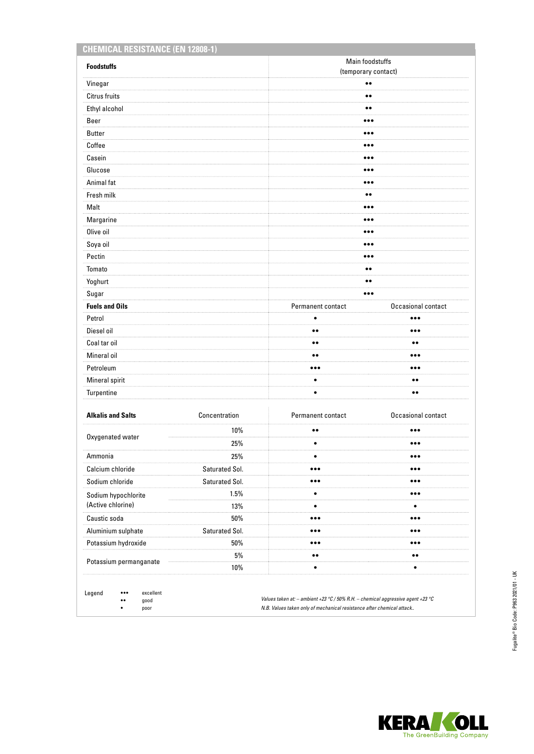## CHEMICAL RESISTANCE (EN 12808-1)

| Foodstuffs | Main foodstuffs (temporary contact) |
|---|---|
| Vinegar | ●● |
| Citrus fruits | ●● |
| Ethyl alcohol | ●● |
| Beer | ●●● |
| Butter | ●●● |
| Coffee | ●●● |
| Casein | ●●● |
| Glucose | ●●● |
| Animal fat | ●●● |
| Fresh milk | ●● |
| Malt | ●●● |
| Margarine | ●●● |
| Olive oil | ●●● |
| Soya oil | ●●● |
| Pectin | ●●● |
| Tomato | ●● |
| Yoghurt | ●● |
| Sugar | ●●● |

| Fuels and Oils | Permanent contact | Occasional contact |
|---|---|---|
| Petrol | ● | ●●● |
| Diesel oil | ●● | ●●● |
| Coal tar oil | ●● | ●● |
| Mineral oil | ●● | ●●● |
| Petroleum | ●●● | ●●● |
| Mineral spirit | ● | ●● |
| Turpentine | ● | ●● |

| Alkalis and Salts | Concentration | Permanent contact | Occasional contact |
|---|---|---|---|
| Oxygenated water | 10% | ●● | ●●● |
| | 25% | ● | ●●● |
| Ammonia | 25% | ● | ●●● |
| Calcium chloride | Saturated Sol. | ●●● | ●●● |
| Sodium chloride | Saturated Sol. | ●●● | ●●● |
| Sodium hypochlorite (Active chlorine) | 1.5% | ● | ●●● |
| | 13% | ● | ● |
| Caustic soda | 50% | ●●● | ●●● |
| Aluminium sulphate | Saturated Sol. | ●●● | ●●● |
| Potassium hydroxide | 50% | ●●● | ●●● |
| Potassium permanganate | 5% | ●● | ●● |
| | 10% | ● | ● |

Legend
●●● excellent
●● good
● poor

*Values taken at: – ambient +23 °C / 50% R.H. – chemical aggressive agent +23 °C*
*N.B. Values taken only of mechanical resistance after chemical attack..*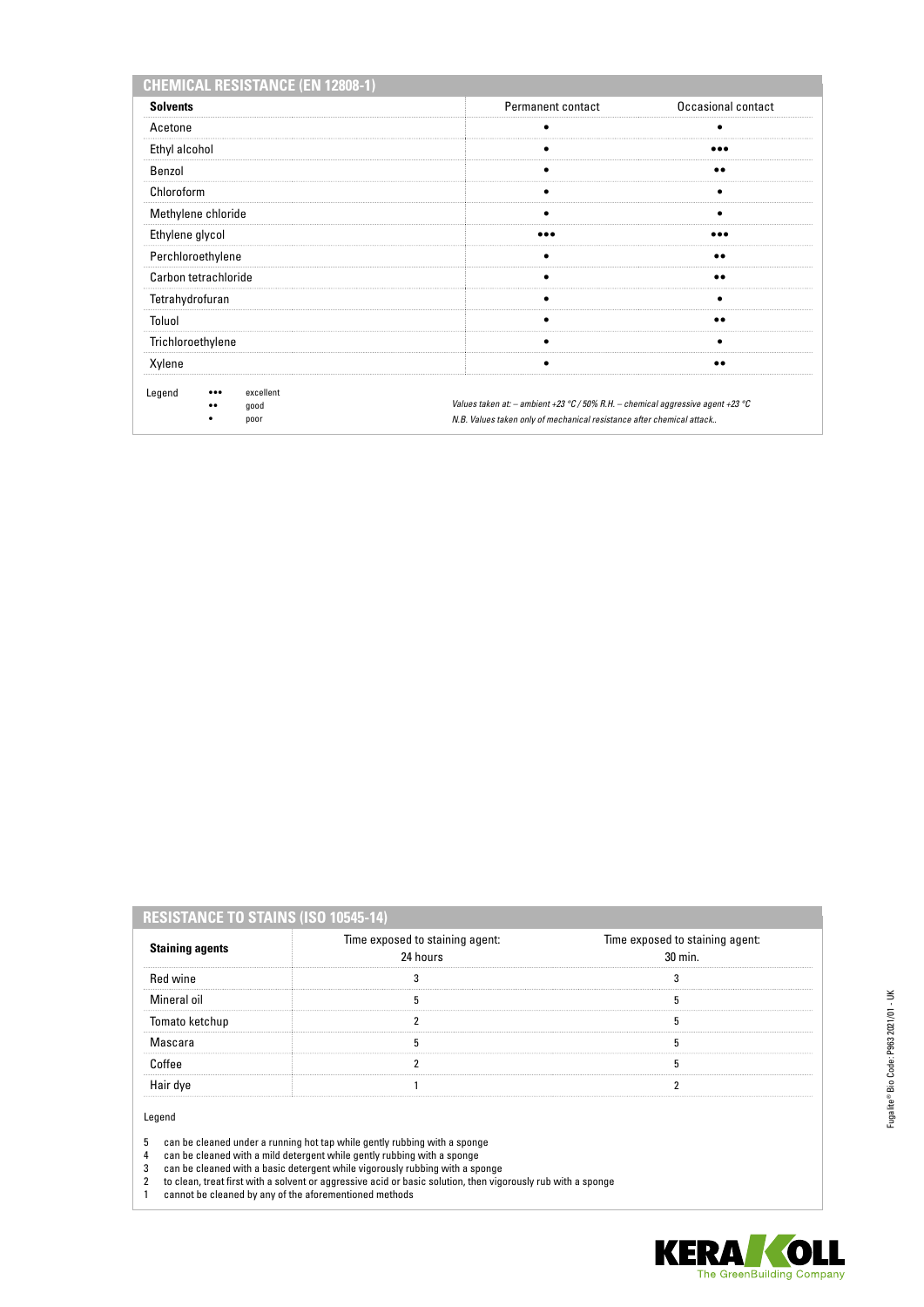## CHEMICAL RESISTANCE (EN 12808-1)

| Solvents | Permanent contact | Occasional contact |
|---|---|---|
| Acetone | • | • |
| Ethyl alcohol | • | ••• |
| Benzol | • | •• |
| Chloroform | • | • |
| Methylene chloride | • | • |
| Ethylene glycol | ••• | ••• |
| Perchloroethylene | • | •• |
| Carbon tetrachloride | • | •• |
| Tetrahydrofuran | • | • |
| Toluol | • | •• |
| Trichloroethylene | • | • |
| Xylene | • | •• |

Legend
- ••• excellent
- •• good
- • poor

*Values taken at: – ambient +23 °C / 50% R.H. – chemical aggressive agent +23 °C*
*N.B. Values taken only of mechanical resistance after chemical attack..*

## RESISTANCE TO STAINS (ISO 10545-14)

| Staining agents | Time exposed to staining agent: 24 hours | Time exposed to staining agent: 30 min. |
|---|---|---|
| Red wine | 3 | 3 |
| Mineral oil | 5 | 5 |
| Tomato ketchup | 2 | 5 |
| Mascara | 5 | 5 |
| Coffee | 2 | 5 |
| Hair dye | 1 | 2 |

Legend

5 can be cleaned under a running hot tap while gently rubbing with a sponge
4 can be cleaned with a mild detergent while gently rubbing with a sponge
3 can be cleaned with a basic detergent while vigorously rubbing with a sponge
2 to clean, treat first with a solvent or aggressive acid or basic solution, then vigorously rub with a sponge
1 cannot be cleaned by any of the aforementioned methods

Fugalite® Bio Code: P963 2021/01 - UK

KERAKOLL The GreenBuilding Company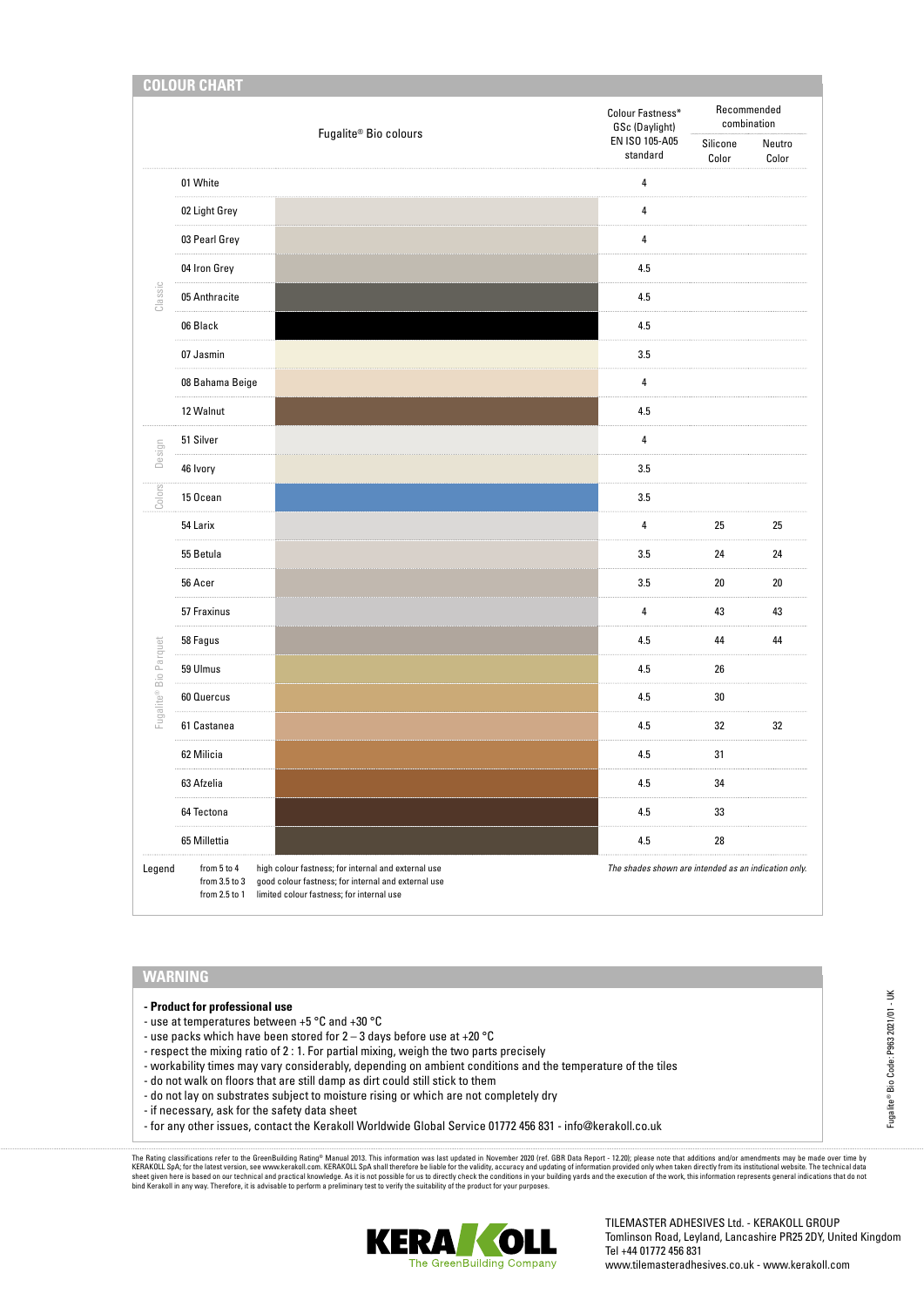## COLOUR CHART

| | Fugalite® Bio colours | Colour Fastness* GSc (Daylight) EN ISO 105-A05 standard | Recommended combination | |
|---|---|---|---|---|
| | | | Silicone Color | Neutro Color |
| Classic | 01 White | 4 | | |
| | 02 Light Grey | 4 | | |
| | 03 Pearl Grey | 4 | | |
| | 04 Iron Grey | 4.5 | | |
| | 05 Anthracite | 4.5 | | |
| | 06 Black | 4.5 | | |
| | 07 Jasmin | 3.5 | | |
| | 08 Bahama Beige | 4 | | |
| | 12 Walnut | 4.5 | | |
| Design | 51 Silver | 4 | | |
| | 46 Ivory | 3.5 | | |
| Colors | 15 Ocean | 3.5 | | |
| Fugalite® Bio Parquet | 54 Larix | 4 | 25 | 25 |
| | 55 Betula | 3.5 | 24 | 24 |
| | 56 Acer | 3.5 | 20 | 20 |
| | 57 Fraxinus | 4 | 43 | 43 |
| | 58 Fagus | 4.5 | 44 | 44 |
| | 59 Ulmus | 4.5 | 26 | |
| | 60 Quercus | 4.5 | 30 | |
| | 61 Castanea | 4.5 | 32 | 32 |
| | 62 Milicia | 4.5 | 31 | |
| | 63 Afzelia | 4.5 | 34 | |
| | 64 Tectona | 4.5 | 33 | |
| | 65 Millettia | 4.5 | 28 | |

Legend
- from 5 to 4 — high colour fastness; for internal and external use
- from 3.5 to 3 — good colour fastness; for internal and external use
- from 2.5 to 1 — limited colour fastness; for internal use

*The shades shown are intended as an indication only.*

## WARNING

**- Product for professional use**
- use at temperatures between +5 °C and +30 °C
- use packs which have been stored for 2 – 3 days before use at +20 °C
- respect the mixing ratio of 2 : 1. For partial mixing, weigh the two parts precisely
- workability times may vary considerably, depending on ambient conditions and the temperature of the tiles
- do not walk on floors that are still damp as dirt could still stick to them
- do not lay on substrates subject to moisture rising or which are not completely dry
- if necessary, ask for the safety data sheet
- for any other issues, contact the Kerakoll Worldwide Global Service 01772 456 831 - info@kerakoll.co.uk

The Rating classifications refer to the GreenBuilding Rating® Manual 2013. This information was last updated in November 2020 (ref. GBR Data Report - 12.20); please note that additions and/or amendments may be made over time by KERAKOLL SpA; for the latest version, see www.kerakoll.com. KERAKOLL SpA shall therefore be liable for the validity, accuracy and updating of information provided only when taken directly from its institutional website. The technical data sheet given here is based on our technical and practical knowledge. As it is not possible for us to directly check the conditions in your building yards and the execution of the work, this information represents general indications that do not bind Kerakoll in any way. Therefore, it is advisable to perform a preliminary test to verify the suitability of the product for your purposes.

Fugalite® Bio Code: P963 2021/01 - UK

KERAKOLL The GreenBuilding Company

TILEMASTER ADHESIVES Ltd. - KERAKOLL GROUP
Tomlinson Road, Leyland, Lancashire PR25 2DY, United Kingdom
Tel +44 01772 456 831
www.tilemasteradhesives.co.uk - www.kerakoll.com